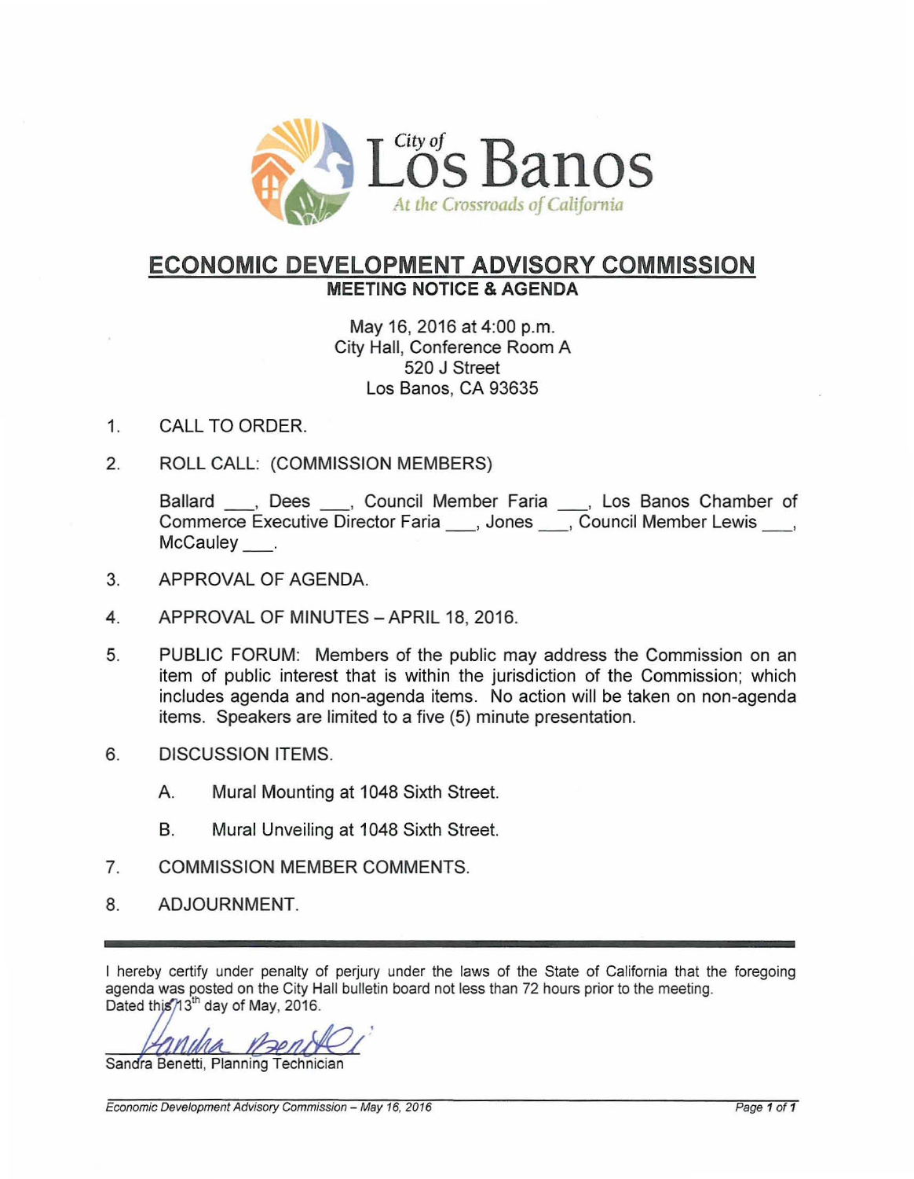City of **Los Banos**

*At the Crossroads of California*

# ECONOMIC DEVELOPMENT ADVISORY COMMISSION

## MEETING NOTICE & AGENDA

May 16, 2016 at 4:00 p.m.
City Hall, Conference Room A
520 J Street
Los Banos, CA 93635

1. CALL TO ORDER.

2. ROLL CALL: (COMMISSION MEMBERS)

   Ballard \_\_\_, Dees \_\_\_, Council Member Faria \_\_\_, Los Banos Chamber of Commerce Executive Director Faria \_\_\_, Jones \_\_\_, Council Member Lewis \_\_\_, McCauley \_\_\_.

3. APPROVAL OF AGENDA.

4. APPROVAL OF MINUTES – APRIL 18, 2016.

5. PUBLIC FORUM: Members of the public may address the Commission on an item of public interest that is within the jurisdiction of the Commission; which includes agenda and non-agenda items. No action will be taken on non-agenda items. Speakers are limited to a five (5) minute presentation.

6. DISCUSSION ITEMS.

   A. Mural Mounting at 1048 Sixth Street.

   B. Mural Unveiling at 1048 Sixth Street.

7. COMMISSION MEMBER COMMENTS.

8. ADJOURNMENT.

---

I hereby certify under penalty of perjury under the laws of the State of California that the foregoing agenda was posted on the City Hall bulletin board not less than 72 hours prior to the meeting.
Dated this 13th day of May, 2016.

Sandra Benetti, Planning Technician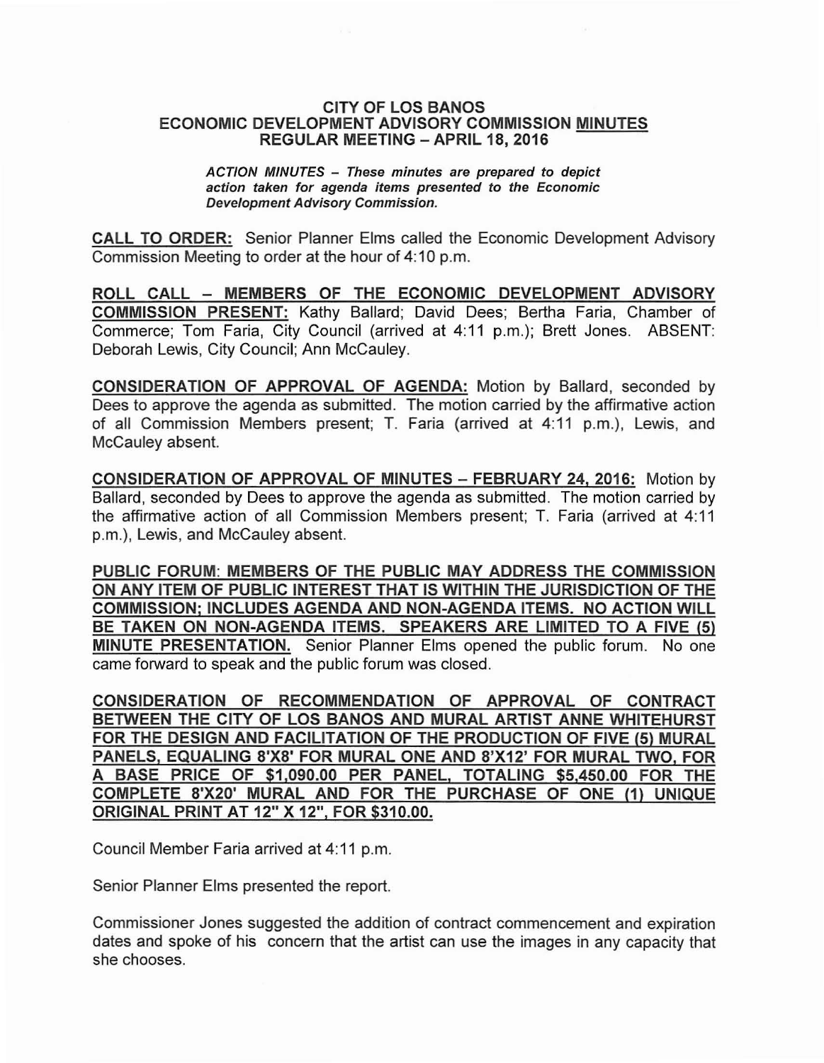**CITY OF LOS BANOS**
**ECONOMIC DEVELOPMENT ADVISORY COMMISSION MINUTES**
**REGULAR MEETING – APRIL 18, 2016**

***ACTION MINUTES – These minutes are prepared to depict action taken for agenda items presented to the Economic Development Advisory Commission.***

**CALL TO ORDER:** Senior Planner Elms called the Economic Development Advisory Commission Meeting to order at the hour of 4:10 p.m.

**ROLL CALL – MEMBERS OF THE ECONOMIC DEVELOPMENT ADVISORY COMMISSION PRESENT:** Kathy Ballard; David Dees; Bertha Faria, Chamber of Commerce; Tom Faria, City Council (arrived at 4:11 p.m.); Brett Jones. ABSENT: Deborah Lewis, City Council; Ann McCauley.

**CONSIDERATION OF APPROVAL OF AGENDA:** Motion by Ballard, seconded by Dees to approve the agenda as submitted. The motion carried by the affirmative action of all Commission Members present; T. Faria (arrived at 4:11 p.m.), Lewis, and McCauley absent.

**CONSIDERATION OF APPROVAL OF MINUTES – FEBRUARY 24, 2016:** Motion by Ballard, seconded by Dees to approve the agenda as submitted. The motion carried by the affirmative action of all Commission Members present; T. Faria (arrived at 4:11 p.m.), Lewis, and McCauley absent.

**PUBLIC FORUM: MEMBERS OF THE PUBLIC MAY ADDRESS THE COMMISSION ON ANY ITEM OF PUBLIC INTEREST THAT IS WITHIN THE JURISDICTION OF THE COMMISSION; INCLUDES AGENDA AND NON-AGENDA ITEMS. NO ACTION WILL BE TAKEN ON NON-AGENDA ITEMS. SPEAKERS ARE LIMITED TO A FIVE (5) MINUTE PRESENTATION.** Senior Planner Elms opened the public forum. No one came forward to speak and the public forum was closed.

**CONSIDERATION OF RECOMMENDATION OF APPROVAL OF CONTRACT BETWEEN THE CITY OF LOS BANOS AND MURAL ARTIST ANNE WHITEHURST FOR THE DESIGN AND FACILITATION OF THE PRODUCTION OF FIVE (5) MURAL PANELS, EQUALING 8'X8' FOR MURAL ONE AND 8'X12' FOR MURAL TWO, FOR A BASE PRICE OF $1,090.00 PER PANEL, TOTALING $5,450.00 FOR THE COMPLETE 8'X20' MURAL AND FOR THE PURCHASE OF ONE (1) UNIQUE ORIGINAL PRINT AT 12" X 12", FOR $310.00.**

Council Member Faria arrived at 4:11 p.m.

Senior Planner Elms presented the report.

Commissioner Jones suggested the addition of contract commencement and expiration dates and spoke of his concern that the artist can use the images in any capacity that she chooses.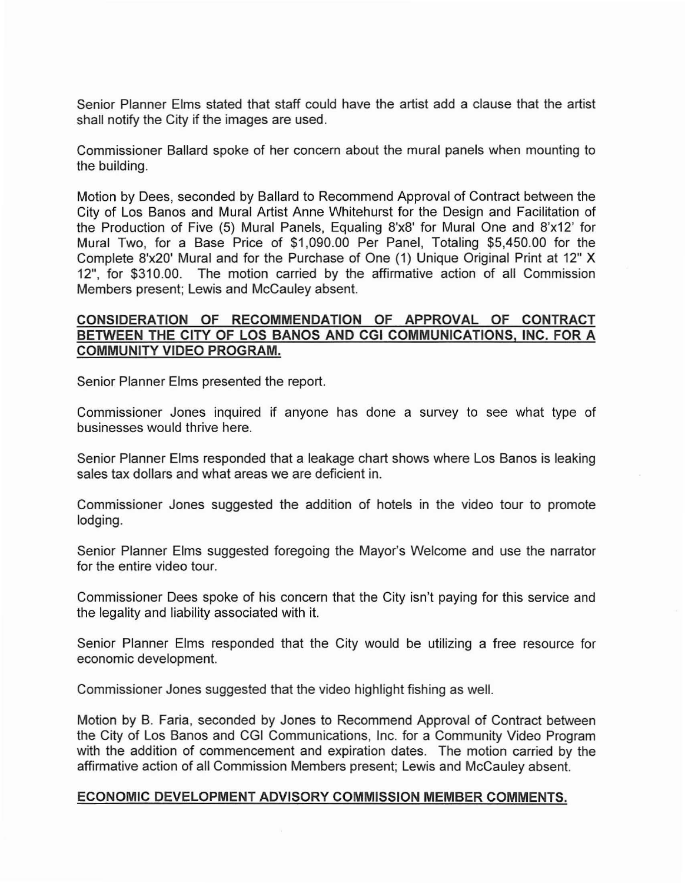Senior Planner Elms stated that staff could have the artist add a clause that the artist shall notify the City if the images are used.

Commissioner Ballard spoke of her concern about the mural panels when mounting to the building.

Motion by Dees, seconded by Ballard to Recommend Approval of Contract between the City of Los Banos and Mural Artist Anne Whitehurst for the Design and Facilitation of the Production of Five (5) Mural Panels, Equaling 8'x8' for Mural One and 8'x12' for Mural Two, for a Base Price of $1,090.00 Per Panel, Totaling $5,450.00 for the Complete 8'x20' Mural and for the Purchase of One (1) Unique Original Print at 12" X 12", for $310.00. The motion carried by the affirmative action of all Commission Members present; Lewis and McCauley absent.

**CONSIDERATION OF RECOMMENDATION OF APPROVAL OF CONTRACT BETWEEN THE CITY OF LOS BANOS AND CGI COMMUNICATIONS, INC. FOR A COMMUNITY VIDEO PROGRAM.**

Senior Planner Elms presented the report.

Commissioner Jones inquired if anyone has done a survey to see what type of businesses would thrive here.

Senior Planner Elms responded that a leakage chart shows where Los Banos is leaking sales tax dollars and what areas we are deficient in.

Commissioner Jones suggested the addition of hotels in the video tour to promote lodging.

Senior Planner Elms suggested foregoing the Mayor's Welcome and use the narrator for the entire video tour.

Commissioner Dees spoke of his concern that the City isn't paying for this service and the legality and liability associated with it.

Senior Planner Elms responded that the City would be utilizing a free resource for economic development.

Commissioner Jones suggested that the video highlight fishing as well.

Motion by B. Faria, seconded by Jones to Recommend Approval of Contract between the City of Los Banos and CGI Communications, Inc. for a Community Video Program with the addition of commencement and expiration dates. The motion carried by the affirmative action of all Commission Members present; Lewis and McCauley absent.

**ECONOMIC DEVELOPMENT ADVISORY COMMISSION MEMBER COMMENTS.**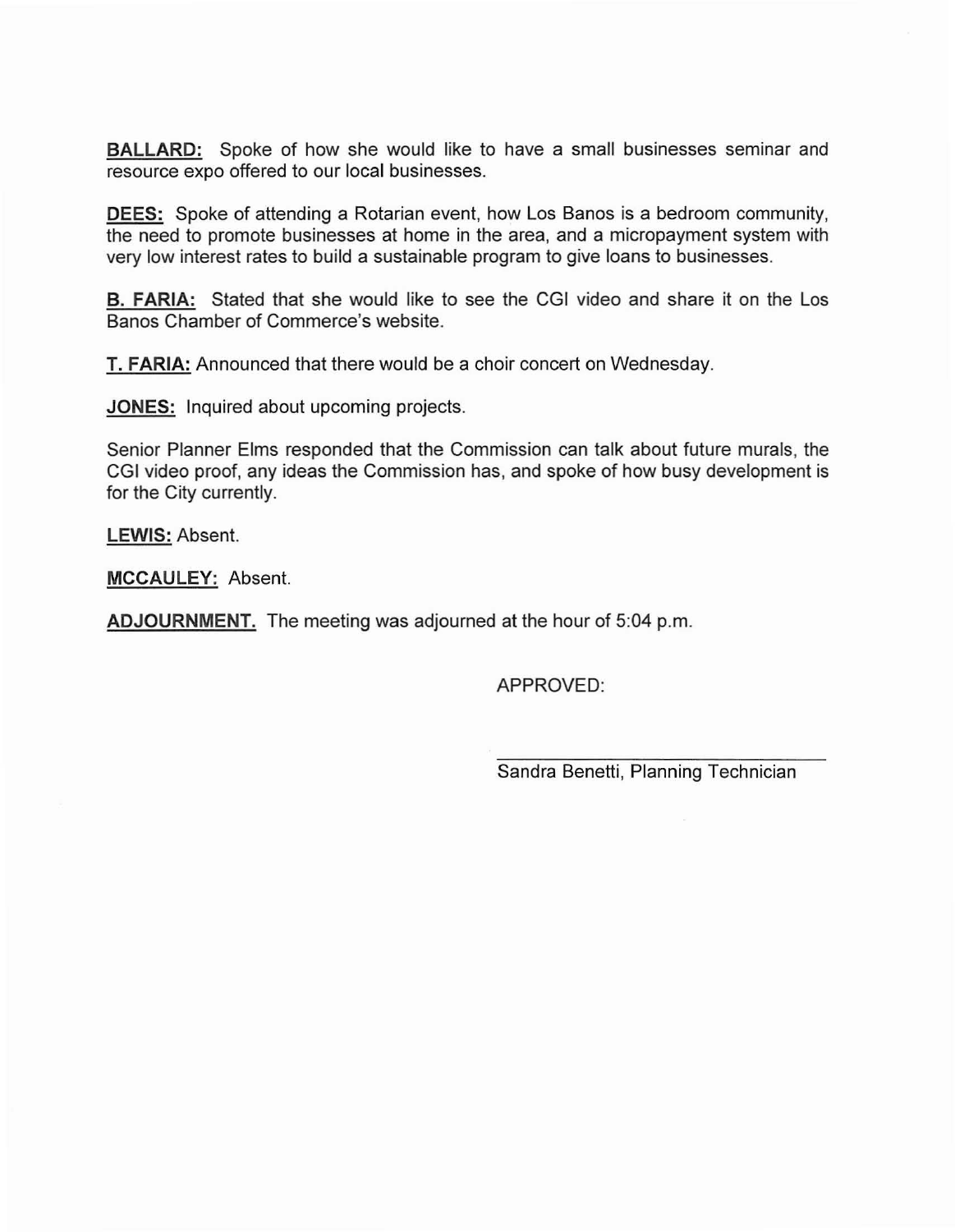**BALLARD:** Spoke of how she would like to have a small businesses seminar and resource expo offered to our local businesses.

**DEES:** Spoke of attending a Rotarian event, how Los Banos is a bedroom community, the need to promote businesses at home in the area, and a micropayment system with very low interest rates to build a sustainable program to give loans to businesses.

**B. FARIA:** Stated that she would like to see the CGI video and share it on the Los Banos Chamber of Commerce's website.

**T. FARIA:** Announced that there would be a choir concert on Wednesday.

**JONES:** Inquired about upcoming projects.

Senior Planner Elms responded that the Commission can talk about future murals, the CGI video proof, any ideas the Commission has, and spoke of how busy development is for the City currently.

**LEWIS:** Absent.

**MCCAULEY:** Absent.

**ADJOURNMENT.** The meeting was adjourned at the hour of 5:04 p.m.

APPROVED:

\_\_\_\_\_\_\_\_\_\_\_\_\_\_\_\_\_\_\_\_\_\_\_\_\_\_\_\_\_\_\_\_
Sandra Benetti, Planning Technician